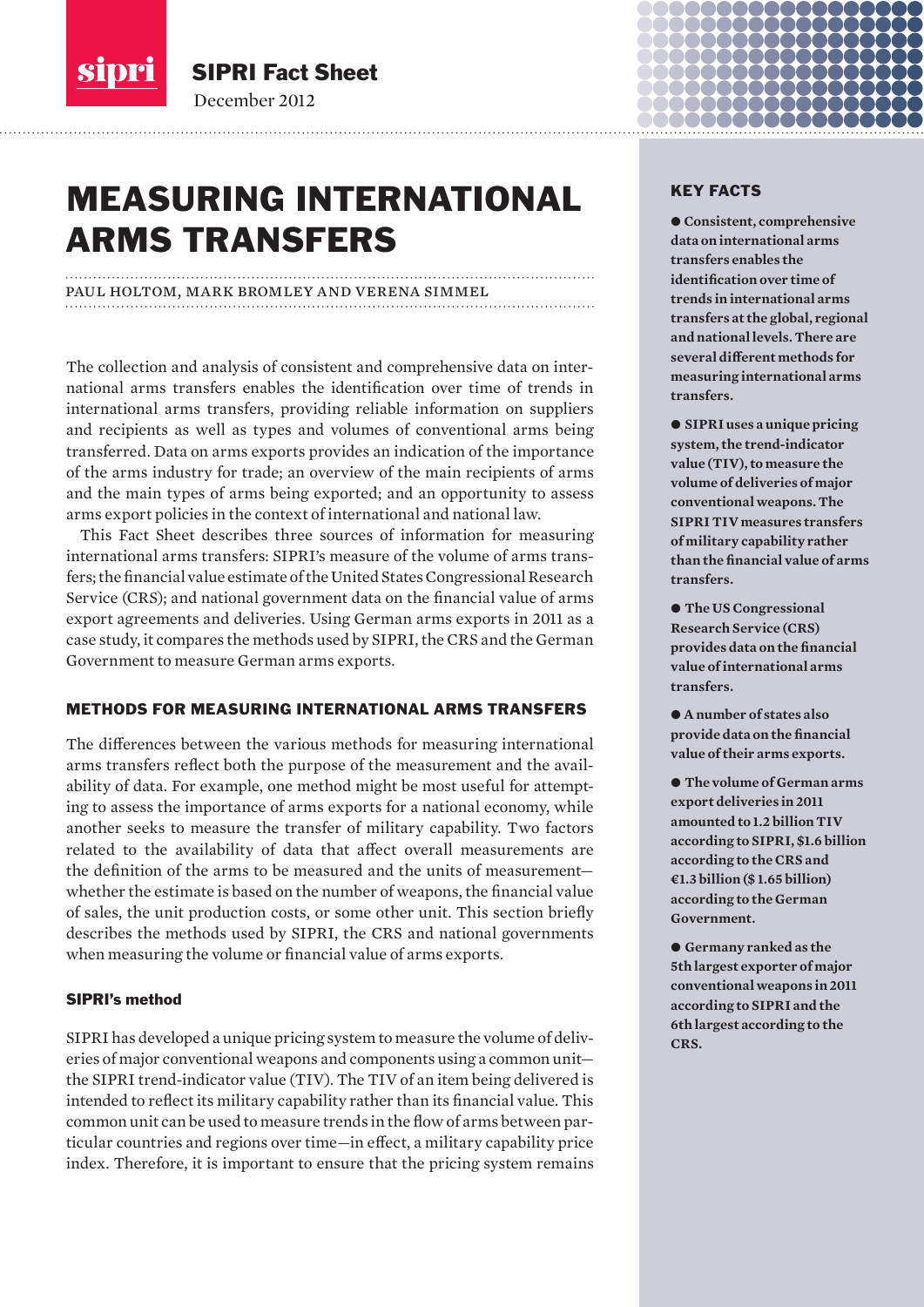SIPRI Fact Sheet

December 2012

# MEASURING INTERNATIONAL ARMS TRANSFERS

PAUL HOLTOM, MARK BROMLEY AND VERENA SIMMEL

The collection and analysis of consistent and comprehensive data on international arms transfers enables the identification over time of trends in international arms transfers, providing reliable information on suppliers and recipients as well as types and volumes of conventional arms being transferred. Data on arms exports provides an indication of the importance of the arms industry for trade; an overview of the main recipients of arms and the main types of arms being exported; and an opportunity to assess arms export policies in the context of international and national law.

This Fact Sheet describes three sources of information for measuring international arms transfers: SIPRI's measure of the volume of arms transfers; the financial value estimate of the United States Congressional Research Service (CRS); and national government data on the financial value of arms export agreements and deliveries. Using German arms exports in 2011 as a case study, it compares the methods used by SIPRI, the CRS and the German Government to measure German arms exports.

## METHODS FOR MEASURING INTERNATIONAL ARMS TRANSFERS

The differences between the various methods for measuring international arms transfers reflect both the purpose of the measurement and the availability of data. For example, one method might be most useful for attempting to assess the importance of arms exports for a national economy, while another seeks to measure the transfer of military capability. Two factors related to the availability of data that affect overall measurements are the definition of the arms to be measured and the units of measurement—whether the estimate is based on the number of weapons, the financial value of sales, the unit production costs, or some other unit. This section briefly describes the methods used by SIPRI, the CRS and national governments when measuring the volume or financial value of arms exports.

### SIPRI's method

SIPRI has developed a unique pricing system to measure the volume of deliveries of major conventional weapons and components using a common unit—the SIPRI trend-indicator value (TIV). The TIV of an item being delivered is intended to reflect its military capability rather than its financial value. This common unit can be used to measure trends in the flow of arms between particular countries and regions over time—in effect, a military capability price index. Therefore, it is important to ensure that the pricing system remains

## KEY FACTS

- **Consistent, comprehensive data on international arms transfers enables the identification over time of trends in international arms transfers at the global, regional and national levels. There are several different methods for measuring international arms transfers.**
- **SIPRI uses a unique pricing system, the trend-indicator value (TIV), to measure the volume of deliveries of major conventional weapons. The SIPRI TIV measures transfers of military capability rather than the financial value of arms transfers.**
- **The US Congressional Research Service (CRS) provides data on the financial value of international arms transfers.**
- **A number of states also provide data on the financial value of their arms exports.**
- **The volume of German arms export deliveries in 2011 amounted to 1.2 billion TIV according to SIPRI, $1.6 billion according to the CRS and €1.3 billion ($ 1.65 billion) according to the German Government.**
- **Germany ranked as the 5th largest exporter of major conventional weapons in 2011 according to SIPRI and the 6th largest according to the CRS.**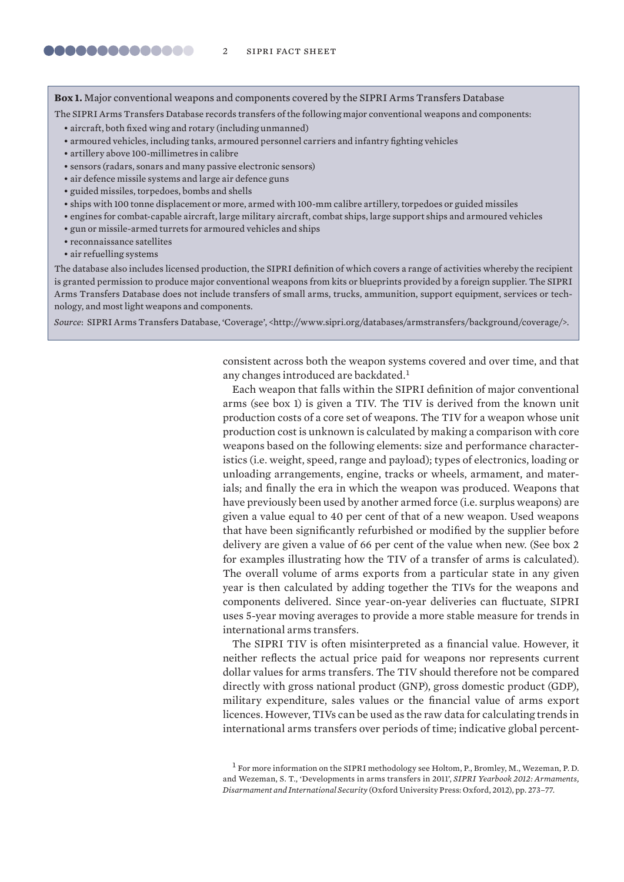**Box 1.** Major conventional weapons and components covered by the SIPRI Arms Transfers Database

The SIPRI Arms Transfers Database records transfers of the following major conventional weapons and components:

- aircraft, both fixed wing and rotary (including unmanned)
- armoured vehicles, including tanks, armoured personnel carriers and infantry fighting vehicles
- artillery above 100-millimetres in calibre
- sensors (radars, sonars and many passive electronic sensors)
- air defence missile systems and large air defence guns
- guided missiles, torpedoes, bombs and shells
- ships with 100 tonne displacement or more, armed with 100-mm calibre artillery, torpedoes or guided missiles
- engines for combat-capable aircraft, large military aircraft, combat ships, large support ships and armoured vehicles
- gun or missile-armed turrets for armoured vehicles and ships
- reconnaissance satellites
- air refuelling systems

The database also includes licensed production, the SIPRI definition of which covers a range of activities whereby the recipient is granted permission to produce major conventional weapons from kits or blueprints provided by a foreign supplier. The SIPRI Arms Transfers Database does not include transfers of small arms, trucks, ammunition, support equipment, services or technology, and most light weapons and components.

*Source*: SIPRI Arms Transfers Database, 'Coverage', <http://www.sipri.org/databases/armstransfers/background/coverage/>.

consistent across both the weapon systems covered and over time, and that any changes introduced are backdated.[1]

Each weapon that falls within the SIPRI definition of major conventional arms (see box 1) is given a TIV. The TIV is derived from the known unit production costs of a core set of weapons. The TIV for a weapon whose unit production cost is unknown is calculated by making a comparison with core weapons based on the following elements: size and performance characteristics (i.e. weight, speed, range and payload); types of electronics, loading or unloading arrangements, engine, tracks or wheels, armament, and materials; and finally the era in which the weapon was produced. Weapons that have previously been used by another armed force (i.e. surplus weapons) are given a value equal to 40 per cent of that of a new weapon. Used weapons that have been significantly refurbished or modified by the supplier before delivery are given a value of 66 per cent of the value when new. (See box 2 for examples illustrating how the TIV of a transfer of arms is calculated). The overall volume of arms exports from a particular state in any given year is then calculated by adding together the TIVs for the weapons and components delivered. Since year-on-year deliveries can fluctuate, SIPRI uses 5-year moving averages to provide a more stable measure for trends in international arms transfers.

The SIPRI TIV is often misinterpreted as a financial value. However, it neither reflects the actual price paid for weapons nor represents current dollar values for arms transfers. The TIV should therefore not be compared directly with gross national product (GNP), gross domestic product (GDP), military expenditure, sales values or the financial value of arms export licences. However, TIVs can be used as the raw data for calculating trends in international arms transfers over periods of time; indicative global percent-

[1] For more information on the SIPRI methodology see Holtom, P., Bromley, M., Wezeman, P. D. and Wezeman, S. T., 'Developments in arms transfers in 2011', *SIPRI Yearbook 2012: Armaments, Disarmament and International Security* (Oxford University Press: Oxford, 2012), pp. 273–77.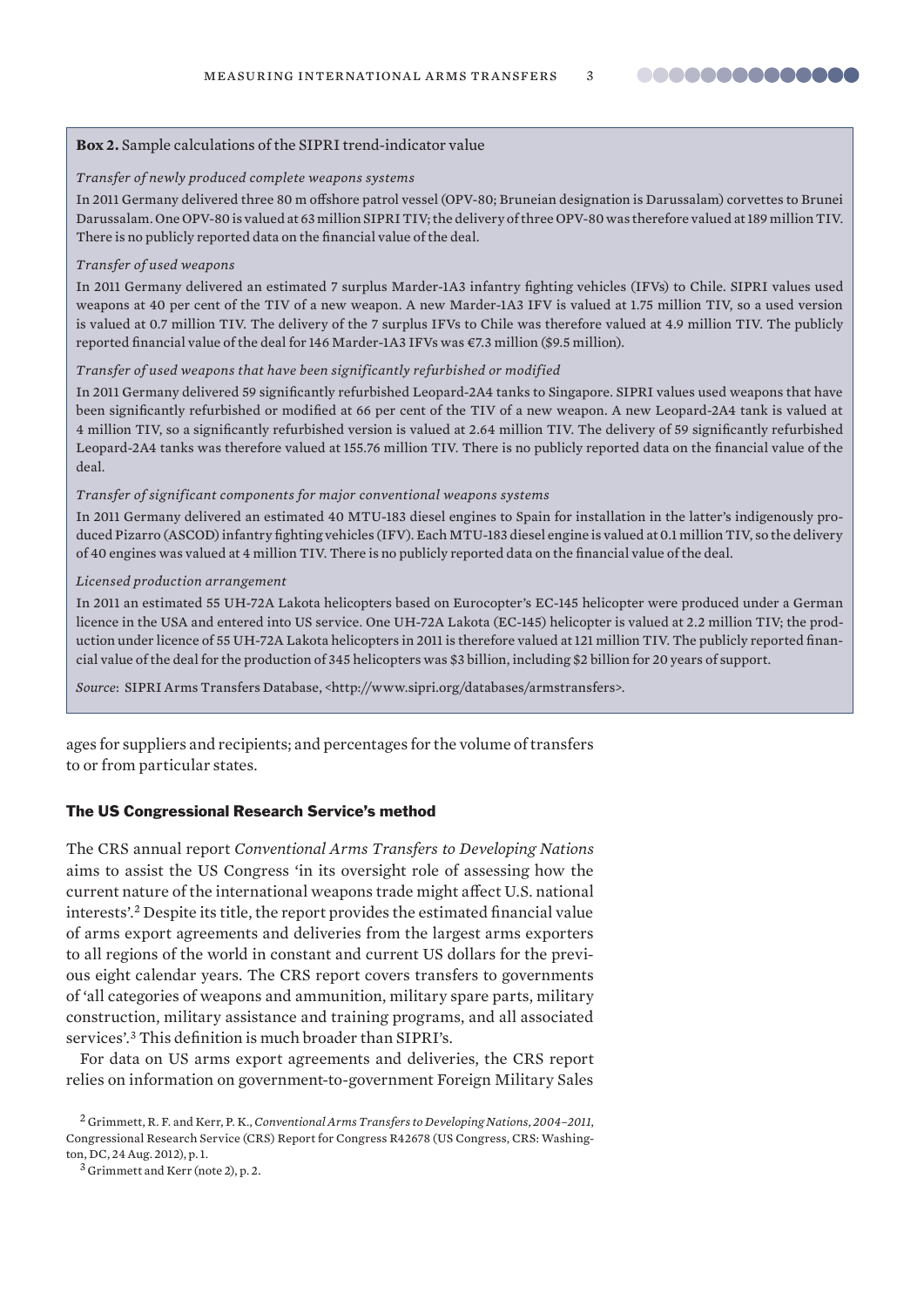**Box 2.** Sample calculations of the SIPRI trend-indicator value

*Transfer of newly produced complete weapons systems*

In 2011 Germany delivered three 80 m offshore patrol vessel (OPV-80; Bruneian designation is Darussalam) corvettes to Brunei Darussalam. One OPV-80 is valued at 63 million SIPRI TIV; the delivery of three OPV-80 was therefore valued at 189 million TIV. There is no publicly reported data on the financial value of the deal.

*Transfer of used weapons*

In 2011 Germany delivered an estimated 7 surplus Marder-1A3 infantry fighting vehicles (IFVs) to Chile. SIPRI values used weapons at 40 per cent of the TIV of a new weapon. A new Marder-1A3 IFV is valued at 1.75 million TIV, so a used version is valued at 0.7 million TIV. The delivery of the 7 surplus IFVs to Chile was therefore valued at 4.9 million TIV. The publicly reported financial value of the deal for 146 Marder-1A3 IFVs was €7.3 million ($9.5 million).

*Transfer of used weapons that have been significantly refurbished or modified*

In 2011 Germany delivered 59 significantly refurbished Leopard-2A4 tanks to Singapore. SIPRI values used weapons that have been significantly refurbished or modified at 66 per cent of the TIV of a new weapon. A new Leopard-2A4 tank is valued at 4 million TIV, so a significantly refurbished version is valued at 2.64 million TIV. The delivery of 59 significantly refurbished Leopard-2A4 tanks was therefore valued at 155.76 million TIV. There is no publicly reported data on the financial value of the deal.

*Transfer of significant components for major conventional weapons systems*

In 2011 Germany delivered an estimated 40 MTU-183 diesel engines to Spain for installation in the latter's indigenously produced Pizarro (ASCOD) infantry fighting vehicles (IFV). Each MTU-183 diesel engine is valued at 0.1 million TIV, so the delivery of 40 engines was valued at 4 million TIV. There is no publicly reported data on the financial value of the deal.

*Licensed production arrangement*

In 2011 an estimated 55 UH-72A Lakota helicopters based on Eurocopter's EC-145 helicopter were produced under a German licence in the USA and entered into US service. One UH-72A Lakota (EC-145) helicopter is valued at 2.2 million TIV; the production under licence of 55 UH-72A Lakota helicopters in 2011 is therefore valued at 121 million TIV. The publicly reported financial value of the deal for the production of 345 helicopters was $3 billion, including $2 billion for 20 years of support.

*Source*: SIPRI Arms Transfers Database, <http://www.sipri.org/databases/armstransfers>.

ages for suppliers and recipients; and percentages for the volume of transfers to or from particular states.

## The US Congressional Research Service's method

The CRS annual report *Conventional Arms Transfers to Developing Nations* aims to assist the US Congress 'in its oversight role of assessing how the current nature of the international weapons trade might affect U.S. national interests'.[2] Despite its title, the report provides the estimated financial value of arms export agreements and deliveries from the largest arms exporters to all regions of the world in constant and current US dollars for the previous eight calendar years. The CRS report covers transfers to governments of 'all categories of weapons and ammunition, military spare parts, military construction, military assistance and training programs, and all associated services'.[3] This definition is much broader than SIPRI's.

For data on US arms export agreements and deliveries, the CRS report relies on information on government-to-government Foreign Military Sales

[2] Grimmett, R. F. and Kerr, P. K., *Conventional Arms Transfers to Developing Nations, 2004–2011*, Congressional Research Service (CRS) Report for Congress R42678 (US Congress, CRS: Washington, DC, 24 Aug. 2012), p. 1.

[3] Grimmett and Kerr (note 2), p. 2.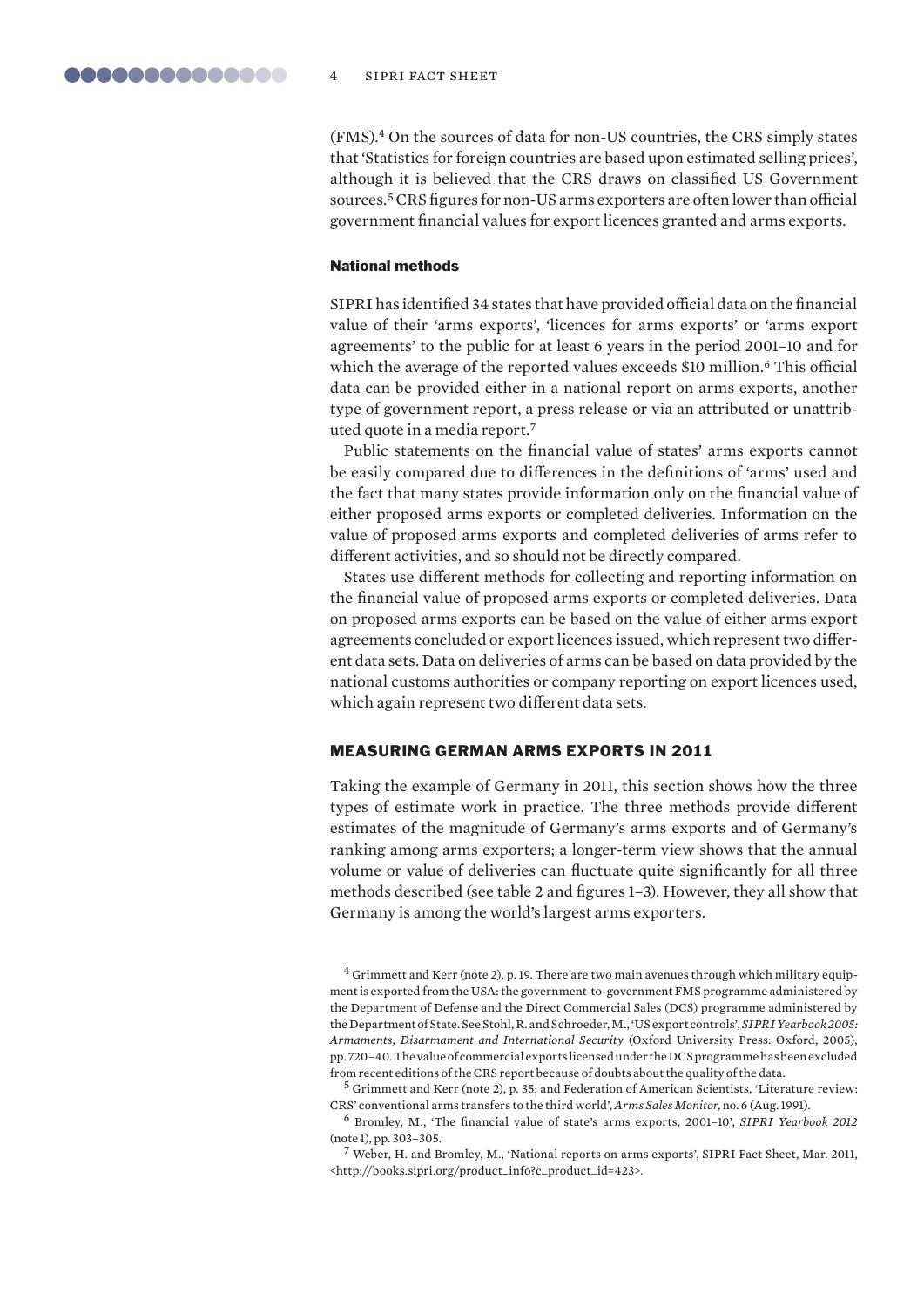(FMS).[4] On the sources of data for non-US countries, the CRS simply states that 'Statistics for foreign countries are based upon estimated selling prices', although it is believed that the CRS draws on classified US Government sources.[5] CRS figures for non-US arms exporters are often lower than official government financial values for export licences granted and arms exports.

### National methods

SIPRI has identified 34 states that have provided official data on the financial value of their 'arms exports', 'licences for arms exports' or 'arms export agreements' to the public for at least 6 years in the period 2001–10 and for which the average of the reported values exceeds $10 million.[6] This official data can be provided either in a national report on arms exports, another type of government report, a press release or via an attributed or unattributed quote in a media report.[7]

Public statements on the financial value of states' arms exports cannot be easily compared due to differences in the definitions of 'arms' used and the fact that many states provide information only on the financial value of either proposed arms exports or completed deliveries. Information on the value of proposed arms exports and completed deliveries of arms refer to different activities, and so should not be directly compared.

States use different methods for collecting and reporting information on the financial value of proposed arms exports or completed deliveries. Data on proposed arms exports can be based on the value of either arms export agreements concluded or export licences issued, which represent two different data sets. Data on deliveries of arms can be based on data provided by the national customs authorities or company reporting on export licences used, which again represent two different data sets.

## MEASURING GERMAN ARMS EXPORTS IN 2011

Taking the example of Germany in 2011, this section shows how the three types of estimate work in practice. The three methods provide different estimates of the magnitude of Germany's arms exports and of Germany's ranking among arms exporters; a longer-term view shows that the annual volume or value of deliveries can fluctuate quite significantly for all three methods described (see table 2 and figures 1–3). However, they all show that Germany is among the world's largest arms exporters.

[4] Grimmett and Kerr (note 2), p. 19. There are two main avenues through which military equipment is exported from the USA: the government-to-government FMS programme administered by the Department of Defense and the Direct Commercial Sales (DCS) programme administered by the Department of State. See Stohl, R. and Schroeder, M., 'US export controls', *SIPRI Yearbook 2005: Armaments, Disarmament and International Security* (Oxford University Press: Oxford, 2005), pp. 720–40. The value of commercial exports licensed under the DCS programme has been excluded from recent editions of the CRS report because of doubts about the quality of the data.

[5] Grimmett and Kerr (note 2), p. 35; and Federation of American Scientists, 'Literature review: CRS' conventional arms transfers to the third world', *Arms Sales Monitor*, no. 6 (Aug. 1991).

[6] Bromley, M., 'The financial value of state's arms exports, 2001–10', *SIPRI Yearbook 2012* (note 1), pp. 303–305.

[7] Weber, H. and Bromley, M., 'National reports on arms exports', SIPRI Fact Sheet, Mar. 2011, <http://books.sipri.org/product_info?c_product_id=423>.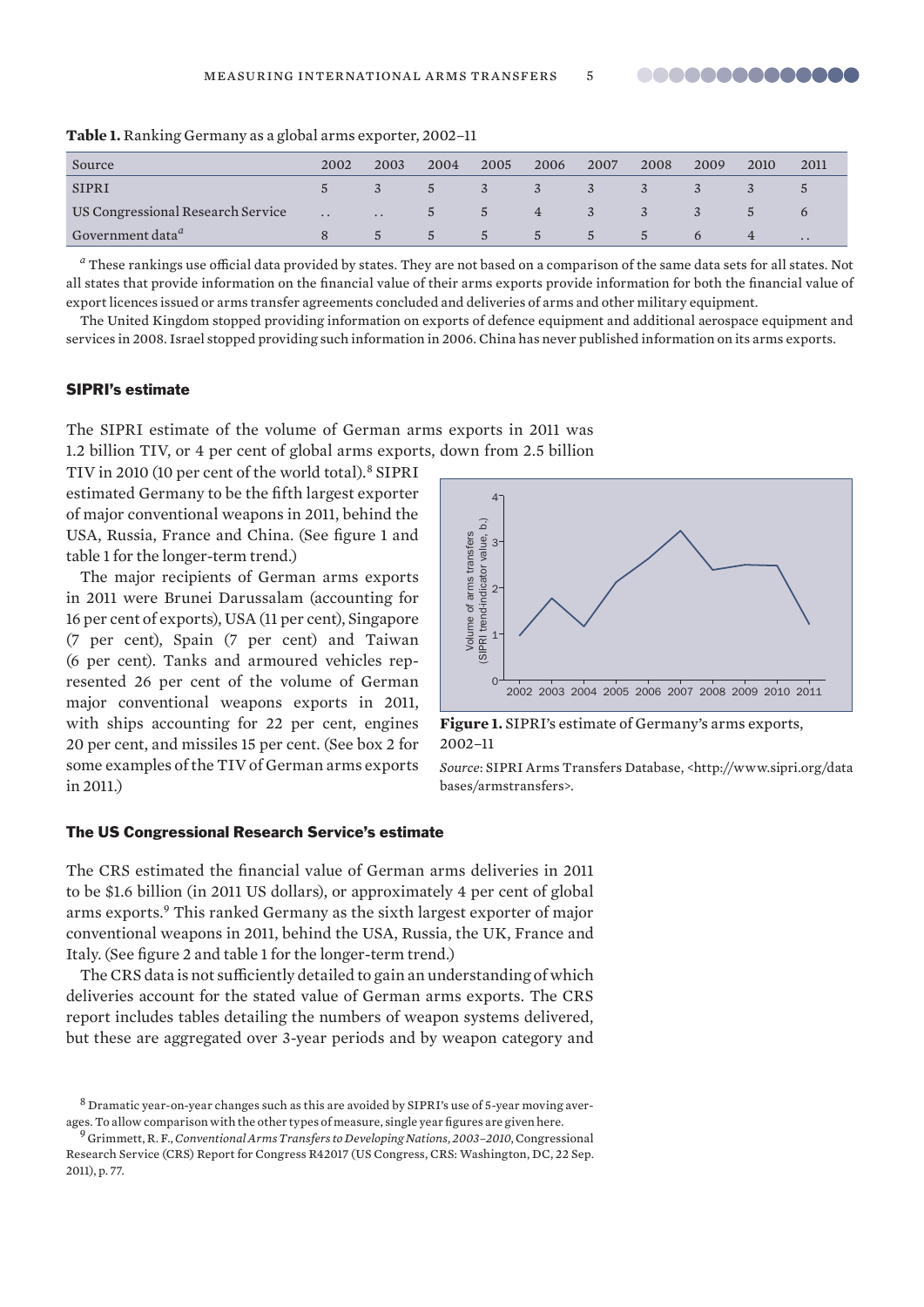**Table 1.** Ranking Germany as a global arms exporter, 2002–11

| Source | 2002 | 2003 | 2004 | 2005 | 2006 | 2007 | 2008 | 2009 | 2010 | 2011 |
|---|---|---|---|---|---|---|---|---|---|---|
| SIPRI | 5 | 3 | 5 | 3 | 3 | 3 | 3 | 3 | 3 | 5 |
| US Congressional Research Service | .. | .. | 5 | 5 | 4 | 3 | 3 | 3 | 5 | 6 |
| Government data[a] | 8 | 5 | 5 | 5 | 5 | 5 | 5 | 6 | 4 | .. |

[a] These rankings use official data provided by states. They are not based on a comparison of the same data sets for all states. Not all states that provide information on the financial value of their arms exports provide information for both the financial value of export licences issued or arms transfer agreements concluded and deliveries of arms and other military equipment.

The United Kingdom stopped providing information on exports of defence equipment and additional aerospace equipment and services in 2008. Israel stopped providing such information in 2006. China has never published information on its arms exports.

### SIPRI's estimate

The SIPRI estimate of the volume of German arms exports in 2011 was 1.2 billion TIV, or 4 per cent of global arms exports, down from 2.5 billion TIV in 2010 (10 per cent of the world total).[8] SIPRI estimated Germany to be the fifth largest exporter of major conventional weapons in 2011, behind the USA, Russia, France and China. (See figure 1 and table 1 for the longer-term trend.)

The major recipients of German arms exports in 2011 were Brunei Darussalam (accounting for 16 per cent of exports), USA (11 per cent), Singapore (7 per cent), Spain (7 per cent) and Taiwan (6 per cent). Tanks and armoured vehicles represented 26 per cent of the volume of German major conventional weapons exports in 2011, with ships accounting for 22 per cent, engines 20 per cent, and missiles 15 per cent. (See box 2 for some examples of the TIV of German arms exports in 2011.)

**Figure 1.** SIPRI's estimate of Germany's arms exports, 2002–11

*Source*: SIPRI Arms Transfers Database, <http://www.sipri.org/databases/armstransfers>.

### The US Congressional Research Service's estimate

The CRS estimated the financial value of German arms deliveries in 2011 to be $1.6 billion (in 2011 US dollars), or approximately 4 per cent of global arms exports.[9] This ranked Germany as the sixth largest exporter of major conventional weapons in 2011, behind the USA, Russia, the UK, France and Italy. (See figure 2 and table 1 for the longer-term trend.)

The CRS data is not sufficiently detailed to gain an understanding of which deliveries account for the stated value of German arms exports. The CRS report includes tables detailing the numbers of weapon systems delivered, but these are aggregated over 3-year periods and by weapon category and

[8] Dramatic year-on-year changes such as this are avoided by SIPRI's use of 5-year moving averages. To allow comparison with the other types of measure, single year figures are given here.

[9] Grimmett, R. F., *Conventional Arms Transfers to Developing Nations, 2003–2010*, Congressional Research Service (CRS) Report for Congress R42017 (US Congress, CRS: Washington, DC, 22 Sep. 2011), p. 77.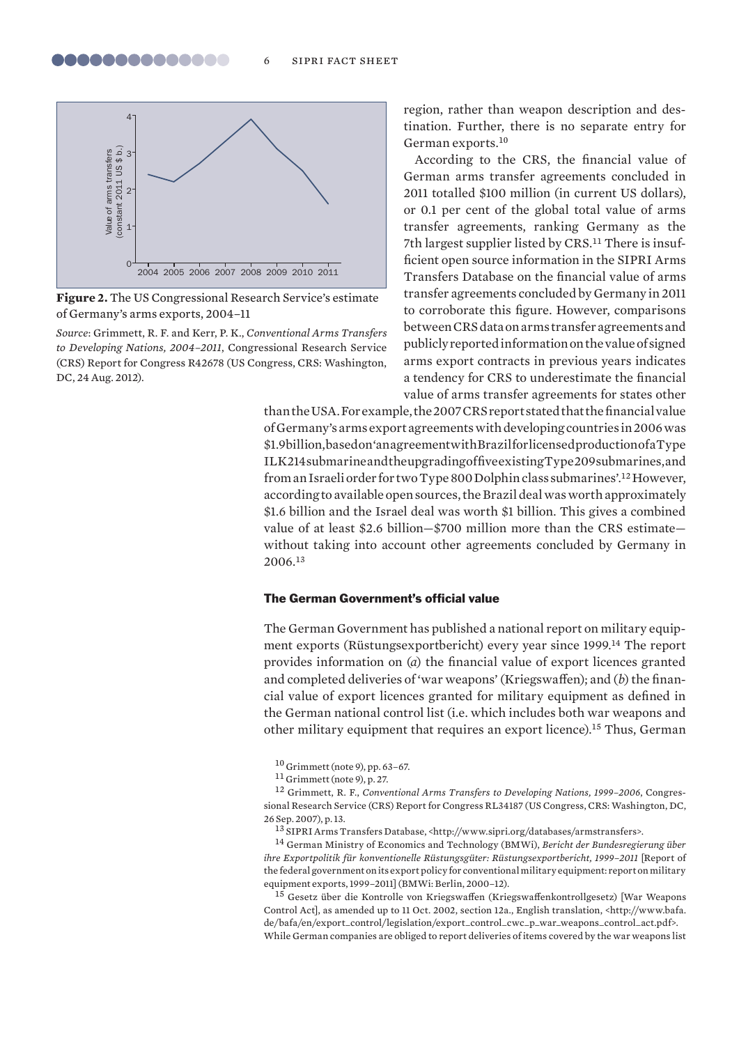**Figure 2.** The US Congressional Research Service's estimate of Germany's arms exports, 2004–11

*Source*: Grimmett, R. F. and Kerr, P. K., *Conventional Arms Transfers to Developing Nations, 2004–2011*, Congressional Research Service (CRS) Report for Congress R42678 (US Congress, CRS: Washington, DC, 24 Aug. 2012).

region, rather than weapon description and destination. Further, there is no separate entry for German exports.[10]

According to the CRS, the financial value of German arms transfer agreements concluded in 2011 totalled $100 million (in current US dollars), or 0.1 per cent of the global total value of arms transfer agreements, ranking Germany as the 7th largest supplier listed by CRS.[11] There is insufficient open source information in the SIPRI Arms Transfers Database on the financial value of arms transfer agreements concluded by Germany in 2011 to corroborate this figure. However, comparisons between CRS data on arms transfer agreements and publicly reported information on the value of signed arms export contracts in previous years indicates a tendency for CRS to underestimate the financial value of arms transfer agreements for states other than the USA. For example, the 2007 CRS report stated that the financial value of Germany's arms export agreements with developing countries in 2006 was $1.9 billion, based on 'an agreement with Brazil for licensed production of a Type IL K214 submarine and the upgrading of five existing Type 209 submarines, and from an Israeli order for two Type 800 Dolphin class submarines'.[12] However, according to available open sources, the Brazil deal was worth approximately $1.6 billion and the Israel deal was worth $1 billion. This gives a combined value of at least $2.6 billion—$700 million more than the CRS estimate—without taking into account other agreements concluded by Germany in 2006.[13]

### The German Government's official value

The German Government has published a national report on military equipment exports (Rüstungsexportbericht) every year since 1999.[14] The report provides information on (*a*) the financial value of export licences granted and completed deliveries of 'war weapons' (Kriegswaffen); and (*b*) the financial value of export licences granted for military equipment as defined in the German national control list (i.e. which includes both war weapons and other military equipment that requires an export licence).[15] Thus, German

---

[10] Grimmett (note 9), pp. 63–67.

[11] Grimmett (note 9), p. 27.

[12] Grimmett, R. F., *Conventional Arms Transfers to Developing Nations, 1999–2006*, Congressional Research Service (CRS) Report for Congress RL34187 (US Congress, CRS: Washington, DC, 26 Sep. 2007), p. 13.

[13] SIPRI Arms Transfers Database, <http://www.sipri.org/databases/armstransfers>.

[14] German Ministry of Economics and Technology (BMWi), *Bericht der Bundesregierung über ihre Exportpolitik für konventionelle Rüstungsgüter: Rüstungsexportbericht, 1999–2011* [Report of the federal government on its export policy for conventional military equipment: report on military equipment exports, 1999–2011] (BMWi: Berlin, 2000–12).

[15] Gesetz über die Kontrolle von Kriegswaffen (Kriegswaffenkontrollgesetz) [War Weapons Control Act], as amended up to 11 Oct. 2002, section 12a., English translation, <http://www.bafa.de/bafa/en/export_control/legislation/export_control_cwc_p_war_weapons_control_act.pdf>. While German companies are obliged to report deliveries of items covered by the war weapons list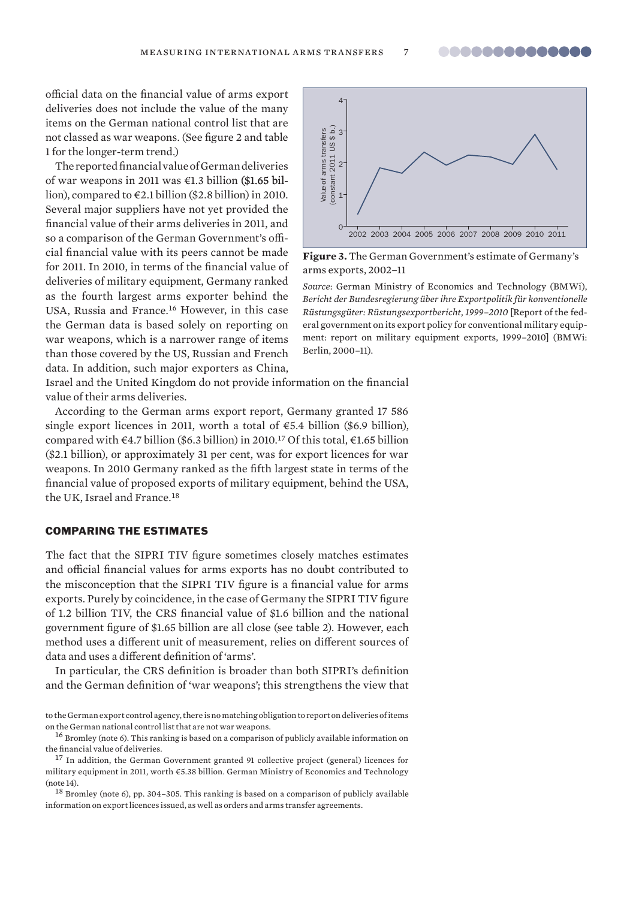official data on the financial value of arms export deliveries does not include the value of the many items on the German national control list that are not classed as war weapons. (See figure 2 and table 1 for the longer-term trend.)

The reported financial value of German deliveries of war weapons in 2011 was €1.3 billion ($1.65 billion), compared to €2.1 billion ($2.8 billion) in 2010. Several major suppliers have not yet provided the financial value of their arms deliveries in 2011, and so a comparison of the German Government's official financial value with its peers cannot be made for 2011. In 2010, in terms of the financial value of deliveries of military equipment, Germany ranked as the fourth largest arms exporter behind the USA, Russia and France.[16] However, in this case the German data is based solely on reporting on war weapons, which is a narrower range of items than those covered by the US, Russian and French data. In addition, such major exporters as China, Israel and the United Kingdom do not provide information on the financial value of their arms deliveries.

**Figure 3.** The German Government's estimate of Germany's arms exports, 2002–11

*Source*: German Ministry of Economics and Technology (BMWi), *Bericht der Bundesregierung über ihre Exportpolitik für konventionelle Rüstungsgüter: Rüstungsexportbericht, 1999–2010* [Report of the federal government on its export policy for conventional military equipment: report on military equipment exports, 1999–2010] (BMWi: Berlin, 2000–11).

According to the German arms export report, Germany granted 17 586 single export licences in 2011, worth a total of €5.4 billion ($6.9 billion), compared with €4.7 billion ($6.3 billion) in 2010.[17] Of this total, €1.65 billion ($2.1 billion), or approximately 31 per cent, was for export licences for war weapons. In 2010 Germany ranked as the fifth largest state in terms of the financial value of proposed exports of military equipment, behind the USA, the UK, Israel and France.[18]

## COMPARING THE ESTIMATES

The fact that the SIPRI TIV figure sometimes closely matches estimates and official financial values for arms exports has no doubt contributed to the misconception that the SIPRI TIV figure is a financial value for arms exports. Purely by coincidence, in the case of Germany the SIPRI TIV figure of 1.2 billion TIV, the CRS financial value of $1.6 billion and the national government figure of $1.65 billion are all close (see table 2). However, each method uses a different unit of measurement, relies on different sources of data and uses a different definition of 'arms'.

In particular, the CRS definition is broader than both SIPRI's definition and the German definition of 'war weapons'; this strengthens the view that

to the German export control agency, there is no matching obligation to report on deliveries of items on the German national control list that are not war weapons.

[16] Bromley (note 6). This ranking is based on a comparison of publicly available information on the financial value of deliveries.

[17] In addition, the German Government granted 91 collective project (general) licences for military equipment in 2011, worth €5.38 billion. German Ministry of Economics and Technology (note 14).

[18] Bromley (note 6), pp. 304–305. This ranking is based on a comparison of publicly available information on export licences issued, as well as orders and arms transfer agreements.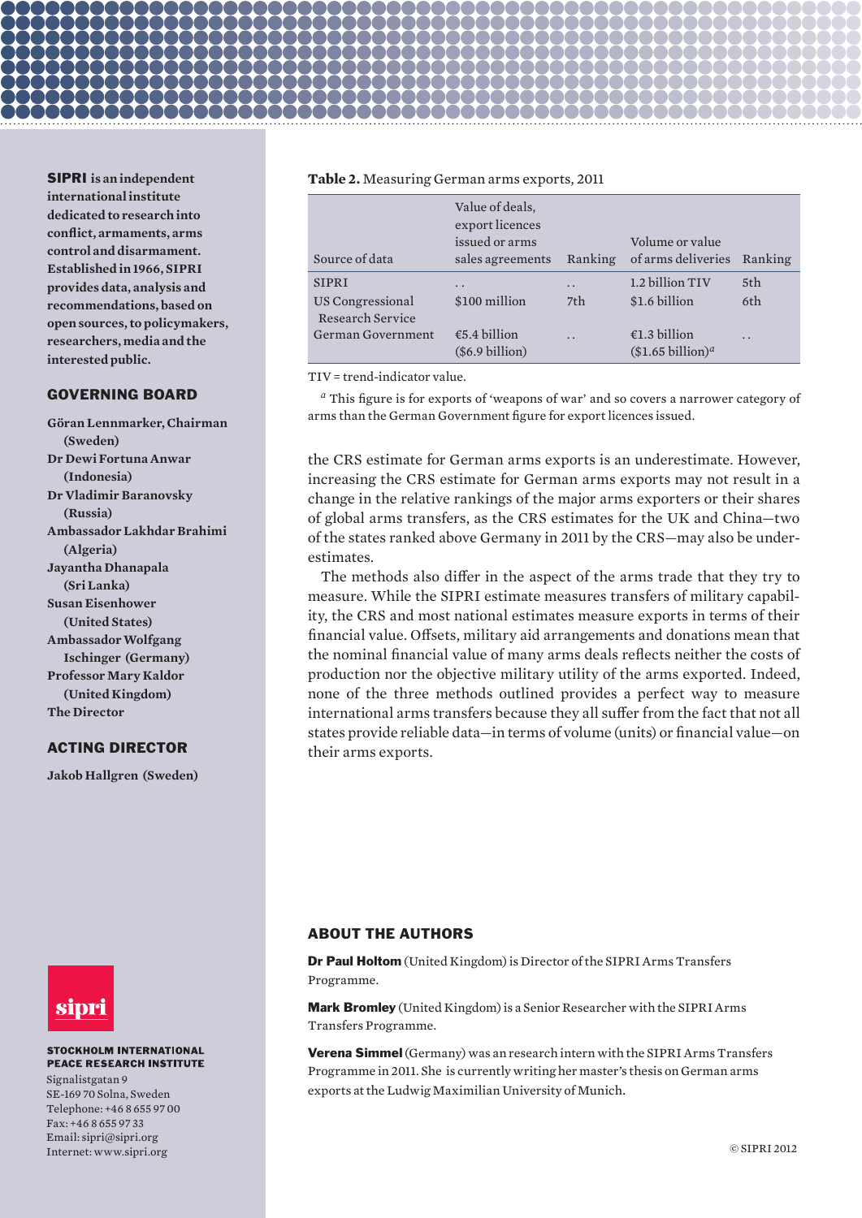**SIPRI** is an independent international institute dedicated to research into conflict, armaments, arms control and disarmament. Established in 1966, SIPRI provides data, analysis and recommendations, based on open sources, to policymakers, researchers, media and the interested public.

## GOVERNING BOARD

Göran Lennmarker, Chairman (Sweden)
Dr Dewi Fortuna Anwar (Indonesia)
Dr Vladimir Baranovsky (Russia)
Ambassador Lakhdar Brahimi (Algeria)
Jayantha Dhanapala (Sri Lanka)
Susan Eisenhower (United States)
Ambassador Wolfgang Ischinger (Germany)
Professor Mary Kaldor (United Kingdom)
The Director

## ACTING DIRECTOR

Jakob Hallgren (Sweden)

**Table 2.** Measuring German arms exports, 2011

| Source of data | Value of deals, export licences issued or arms sales agreements | Ranking | Volume or value of arms deliveries | Ranking |
|---|---|---|---|---|
| SIPRI | . . | . . | 1.2 billion TIV | 5th |
| US Congressional Research Service | $100 million | 7th | $1.6 billion | 6th |
| German Government | €5.4 billion ($6.9 billion) | . . | €1.3 billion ($1.65 billion)[a] | . . |

TIV = trend-indicator value.

[a] This figure is for exports of 'weapons of war' and so covers a narrower category of arms than the German Government figure for export licences issued.

the CRS estimate for German arms exports is an underestimate. However, increasing the CRS estimate for German arms exports may not result in a change in the relative rankings of the major arms exporters or their shares of global arms transfers, as the CRS estimates for the UK and China—two of the states ranked above Germany in 2011 by the CRS—may also be underestimates.

The methods also differ in the aspect of the arms trade that they try to measure. While the SIPRI estimate measures transfers of military capability, the CRS and most national estimates measure exports in terms of their financial value. Offsets, military aid arrangements and donations mean that the nominal financial value of many arms deals reflects neither the costs of production nor the objective military utility of the arms exported. Indeed, none of the three methods outlined provides a perfect way to measure international arms transfers because they all suffer from the fact that not all states provide reliable data—in terms of volume (units) or financial value—on their arms exports.

## ABOUT THE AUTHORS

**Dr Paul Holtom** (United Kingdom) is Director of the SIPRI Arms Transfers Programme.

**Mark Bromley** (United Kingdom) is a Senior Researcher with the SIPRI Arms Transfers Programme.

**Verena Simmel** (Germany) was an research intern with the SIPRI Arms Transfers Programme in 2011. She is currently writing her master's thesis on German arms exports at the Ludwig Maximilian University of Munich.

sipri

**STOCKHOLM INTERNATIONAL PEACE RESEARCH INSTITUTE**
Signalistgatan 9
SE-169 70 Solna, Sweden
Telephone: +46 8 655 97 00
Fax: +46 8 655 97 33
Email: sipri@sipri.org
Internet: www.sipri.org

© SIPRI 2012